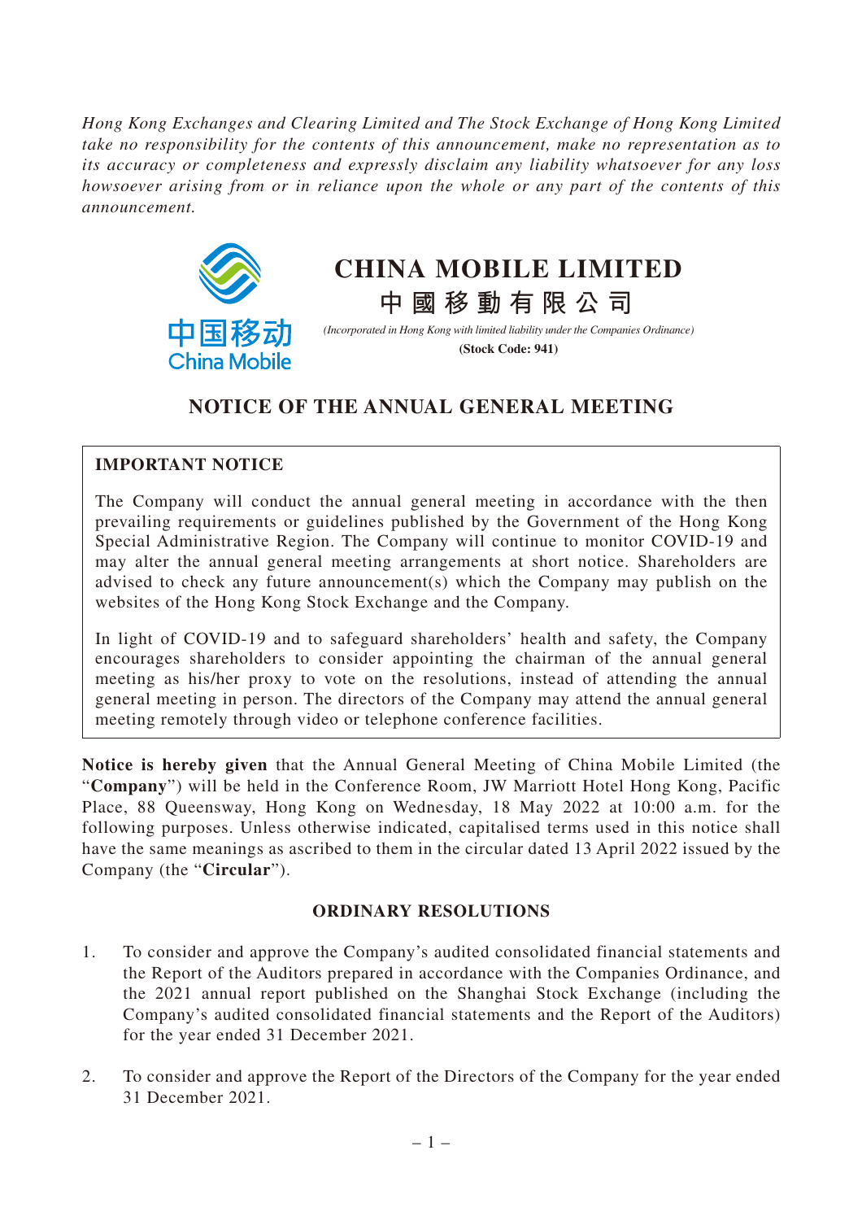*Hong Kong Exchanges and Clearing Limited and The Stock Exchange of Hong Kong Limited take no responsibility for the contents of this announcement, make no representation as to its accuracy or completeness and expressly disclaim any liability whatsoever for any loss howsoever arising from or in reliance upon the whole or any part of the contents of this announcement.*

# CHINA MOBILE LIMITED

# 中國移動有限公司

*(Incorporated in Hong Kong with limited liability under the Companies Ordinance)*

**(Stock Code: 941)**

## NOTICE OF THE ANNUAL GENERAL MEETING

**IMPORTANT NOTICE**

The Company will conduct the annual general meeting in accordance with the then prevailing requirements or guidelines published by the Government of the Hong Kong Special Administrative Region. The Company will continue to monitor COVID-19 and may alter the annual general meeting arrangements at short notice. Shareholders are advised to check any future announcement(s) which the Company may publish on the websites of the Hong Kong Stock Exchange and the Company.

In light of COVID-19 and to safeguard shareholders' health and safety, the Company encourages shareholders to consider appointing the chairman of the annual general meeting as his/her proxy to vote on the resolutions, instead of attending the annual general meeting in person. The directors of the Company may attend the annual general meeting remotely through video or telephone conference facilities.

**Notice is hereby given** that the Annual General Meeting of China Mobile Limited (the "**Company**") will be held in the Conference Room, JW Marriott Hotel Hong Kong, Pacific Place, 88 Queensway, Hong Kong on Wednesday, 18 May 2022 at 10:00 a.m. for the following purposes. Unless otherwise indicated, capitalised terms used in this notice shall have the same meanings as ascribed to them in the circular dated 13 April 2022 issued by the Company (the "**Circular**").

### ORDINARY RESOLUTIONS

1. To consider and approve the Company's audited consolidated financial statements and the Report of the Auditors prepared in accordance with the Companies Ordinance, and the 2021 annual report published on the Shanghai Stock Exchange (including the Company's audited consolidated financial statements and the Report of the Auditors) for the year ended 31 December 2021.

2. To consider and approve the Report of the Directors of the Company for the year ended 31 December 2021.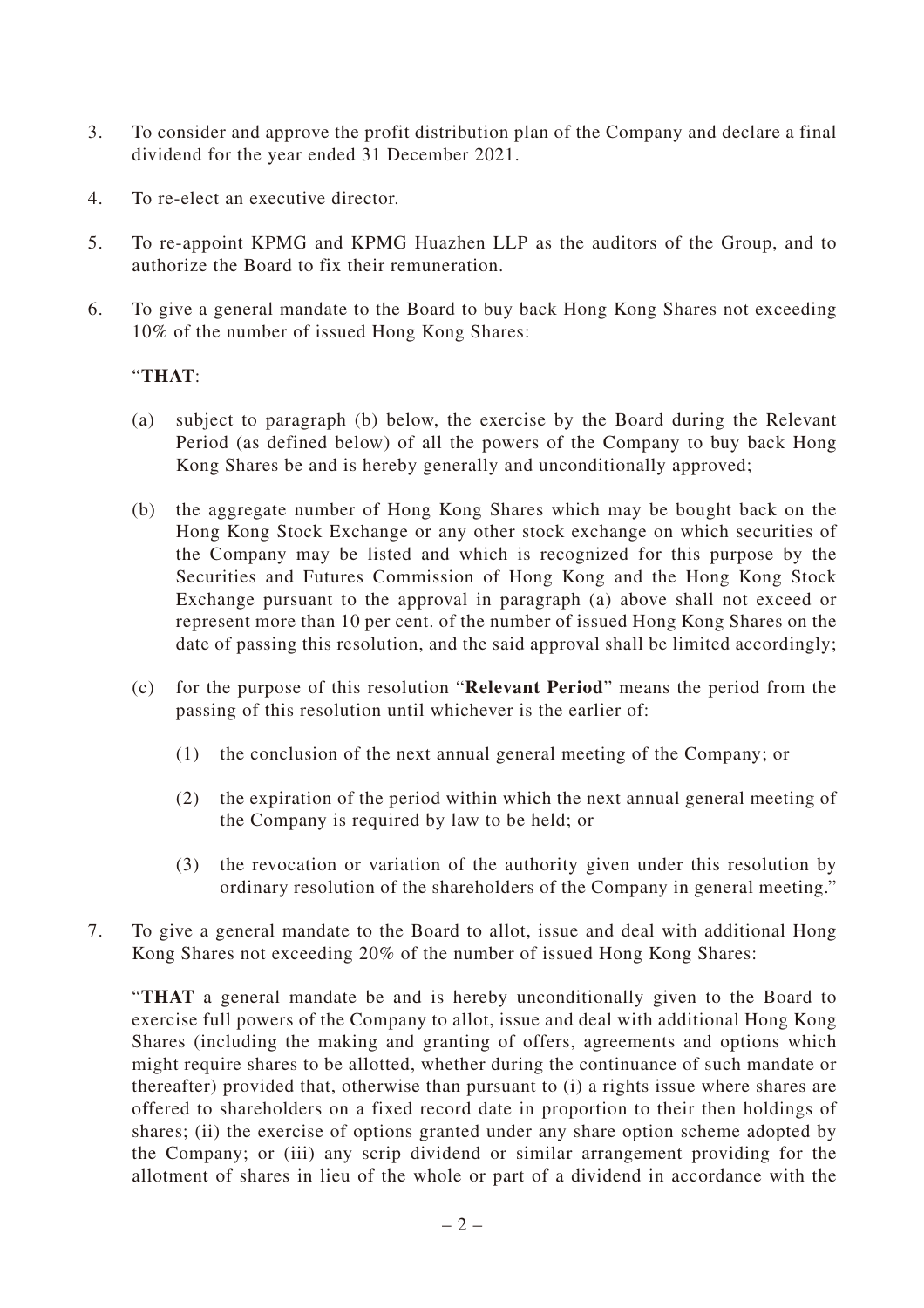3. To consider and approve the profit distribution plan of the Company and declare a final dividend for the year ended 31 December 2021.

4. To re-elect an executive director.

5. To re-appoint KPMG and KPMG Huazhen LLP as the auditors of the Group, and to authorize the Board to fix their remuneration.

6. To give a general mandate to the Board to buy back Hong Kong Shares not exceeding 10% of the number of issued Hong Kong Shares:

   "**THAT**:

   (a) subject to paragraph (b) below, the exercise by the Board during the Relevant Period (as defined below) of all the powers of the Company to buy back Hong Kong Shares be and is hereby generally and unconditionally approved;

   (b) the aggregate number of Hong Kong Shares which may be bought back on the Hong Kong Stock Exchange or any other stock exchange on which securities of the Company may be listed and which is recognized for this purpose by the Securities and Futures Commission of Hong Kong and the Hong Kong Stock Exchange pursuant to the approval in paragraph (a) above shall not exceed or represent more than 10 per cent. of the number of issued Hong Kong Shares on the date of passing this resolution, and the said approval shall be limited accordingly;

   (c) for the purpose of this resolution "**Relevant Period**" means the period from the passing of this resolution until whichever is the earlier of:

      (1) the conclusion of the next annual general meeting of the Company; or

      (2) the expiration of the period within which the next annual general meeting of the Company is required by law to be held; or

      (3) the revocation or variation of the authority given under this resolution by ordinary resolution of the shareholders of the Company in general meeting."

7. To give a general mandate to the Board to allot, issue and deal with additional Hong Kong Shares not exceeding 20% of the number of issued Hong Kong Shares:

   "**THAT** a general mandate be and is hereby unconditionally given to the Board to exercise full powers of the Company to allot, issue and deal with additional Hong Kong Shares (including the making and granting of offers, agreements and options which might require shares to be allotted, whether during the continuance of such mandate or thereafter) provided that, otherwise than pursuant to (i) a rights issue where shares are offered to shareholders on a fixed record date in proportion to their then holdings of shares; (ii) the exercise of options granted under any share option scheme adopted by the Company; or (iii) any scrip dividend or similar arrangement providing for the allotment of shares in lieu of the whole or part of a dividend in accordance with the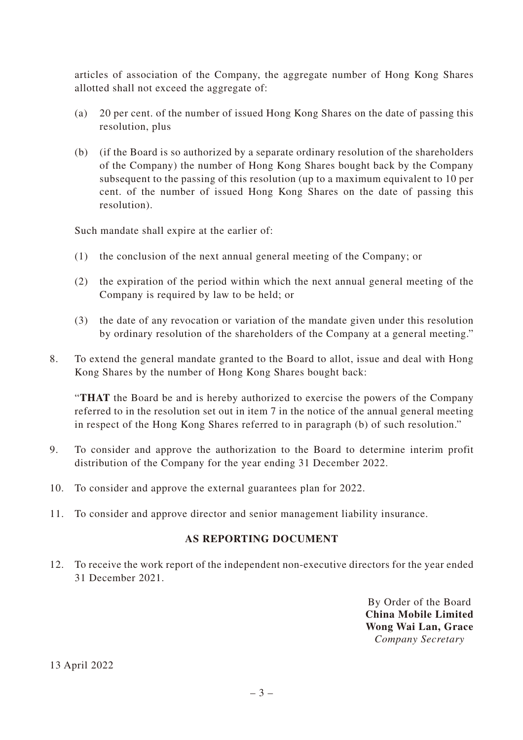articles of association of the Company, the aggregate number of Hong Kong Shares allotted shall not exceed the aggregate of:

(a) 20 per cent. of the number of issued Hong Kong Shares on the date of passing this resolution, plus

(b) (if the Board is so authorized by a separate ordinary resolution of the shareholders of the Company) the number of Hong Kong Shares bought back by the Company subsequent to the passing of this resolution (up to a maximum equivalent to 10 per cent. of the number of issued Hong Kong Shares on the date of passing this resolution).

Such mandate shall expire at the earlier of:

(1) the conclusion of the next annual general meeting of the Company; or

(2) the expiration of the period within which the next annual general meeting of the Company is required by law to be held; or

(3) the date of any revocation or variation of the mandate given under this resolution by ordinary resolution of the shareholders of the Company at a general meeting."

8. To extend the general mandate granted to the Board to allot, issue and deal with Hong Kong Shares by the number of Hong Kong Shares bought back:

   "**THAT** the Board be and is hereby authorized to exercise the powers of the Company referred to in the resolution set out in item 7 in the notice of the annual general meeting in respect of the Hong Kong Shares referred to in paragraph (b) of such resolution."

9. To consider and approve the authorization to the Board to determine interim profit distribution of the Company for the year ending 31 December 2022.

10. To consider and approve the external guarantees plan for 2022.

11. To consider and approve director and senior management liability insurance.

**AS REPORTING DOCUMENT**

12. To receive the work report of the independent non-executive directors for the year ended 31 December 2021.

By Order of the Board
**China Mobile Limited**
**Wong Wai Lan, Grace**
*Company Secretary*

13 April 2022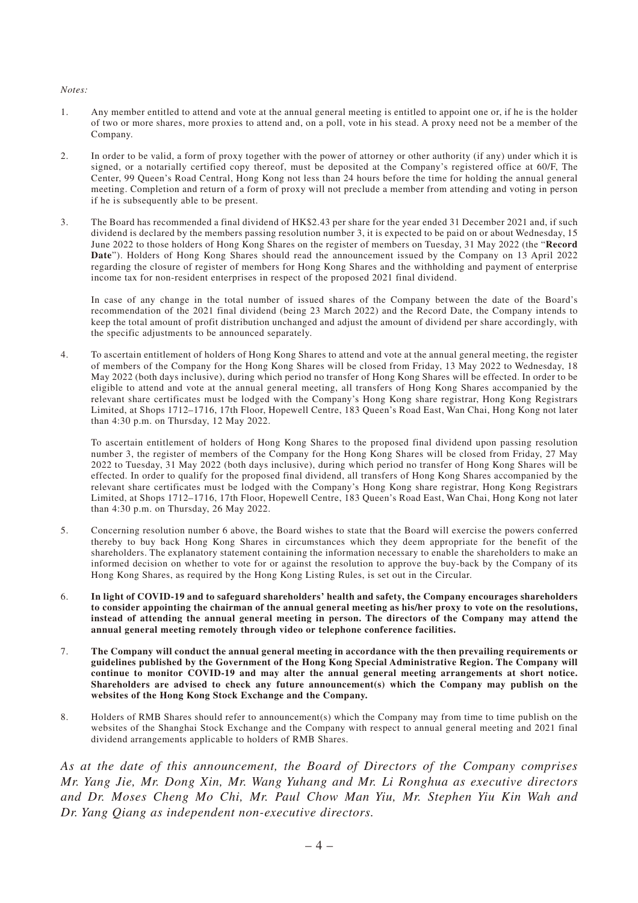*Notes:*

1. Any member entitled to attend and vote at the annual general meeting is entitled to appoint one or, if he is the holder of two or more shares, more proxies to attend and, on a poll, vote in his stead. A proxy need not be a member of the Company.

2. In order to be valid, a form of proxy together with the power of attorney or other authority (if any) under which it is signed, or a notarially certified copy thereof, must be deposited at the Company's registered office at 60/F, The Center, 99 Queen's Road Central, Hong Kong not less than 24 hours before the time for holding the annual general meeting. Completion and return of a form of proxy will not preclude a member from attending and voting in person if he is subsequently able to be present.

3. The Board has recommended a final dividend of HK$2.43 per share for the year ended 31 December 2021 and, if such dividend is declared by the members passing resolution number 3, it is expected to be paid on or about Wednesday, 15 June 2022 to those holders of Hong Kong Shares on the register of members on Tuesday, 31 May 2022 (the "**Record Date**"). Holders of Hong Kong Shares should read the announcement issued by the Company on 13 April 2022 regarding the closure of register of members for Hong Kong Shares and the withholding and payment of enterprise income tax for non-resident enterprises in respect of the proposed 2021 final dividend.

   In case of any change in the total number of issued shares of the Company between the date of the Board's recommendation of the 2021 final dividend (being 23 March 2022) and the Record Date, the Company intends to keep the total amount of profit distribution unchanged and adjust the amount of dividend per share accordingly, with the specific adjustments to be announced separately.

4. To ascertain entitlement of holders of Hong Kong Shares to attend and vote at the annual general meeting, the register of members of the Company for the Hong Kong Shares will be closed from Friday, 13 May 2022 to Wednesday, 18 May 2022 (both days inclusive), during which period no transfer of Hong Kong Shares will be effected. In order to be eligible to attend and vote at the annual general meeting, all transfers of Hong Kong Shares accompanied by the relevant share certificates must be lodged with the Company's Hong Kong share registrar, Hong Kong Registrars Limited, at Shops 1712–1716, 17th Floor, Hopewell Centre, 183 Queen's Road East, Wan Chai, Hong Kong not later than 4:30 p.m. on Thursday, 12 May 2022.

   To ascertain entitlement of holders of Hong Kong Shares to the proposed final dividend upon passing resolution number 3, the register of members of the Company for the Hong Kong Shares will be closed from Friday, 27 May 2022 to Tuesday, 31 May 2022 (both days inclusive), during which period no transfer of Hong Kong Shares will be effected. In order to qualify for the proposed final dividend, all transfers of Hong Kong Shares accompanied by the relevant share certificates must be lodged with the Company's Hong Kong share registrar, Hong Kong Registrars Limited, at Shops 1712–1716, 17th Floor, Hopewell Centre, 183 Queen's Road East, Wan Chai, Hong Kong not later than 4:30 p.m. on Thursday, 26 May 2022.

5. Concerning resolution number 6 above, the Board wishes to state that the Board will exercise the powers conferred thereby to buy back Hong Kong Shares in circumstances which they deem appropriate for the benefit of the shareholders. The explanatory statement containing the information necessary to enable the shareholders to make an informed decision on whether to vote for or against the resolution to approve the buy-back by the Company of its Hong Kong Shares, as required by the Hong Kong Listing Rules, is set out in the Circular.

6. **In light of COVID-19 and to safeguard shareholders' health and safety, the Company encourages shareholders to consider appointing the chairman of the annual general meeting as his/her proxy to vote on the resolutions, instead of attending the annual general meeting in person. The directors of the Company may attend the annual general meeting remotely through video or telephone conference facilities.**

7. **The Company will conduct the annual general meeting in accordance with the then prevailing requirements or guidelines published by the Government of the Hong Kong Special Administrative Region. The Company will continue to monitor COVID-19 and may alter the annual general meeting arrangements at short notice. Shareholders are advised to check any future announcement(s) which the Company may publish on the websites of the Hong Kong Stock Exchange and the Company.**

8. Holders of RMB Shares should refer to announcement(s) which the Company may from time to time publish on the websites of the Shanghai Stock Exchange and the Company with respect to annual general meeting and 2021 final dividend arrangements applicable to holders of RMB Shares.

*As at the date of this announcement, the Board of Directors of the Company comprises Mr. Yang Jie, Mr. Dong Xin, Mr. Wang Yuhang and Mr. Li Ronghua as executive directors and Dr. Moses Cheng Mo Chi, Mr. Paul Chow Man Yiu, Mr. Stephen Yiu Kin Wah and Dr. Yang Qiang as independent non-executive directors.*